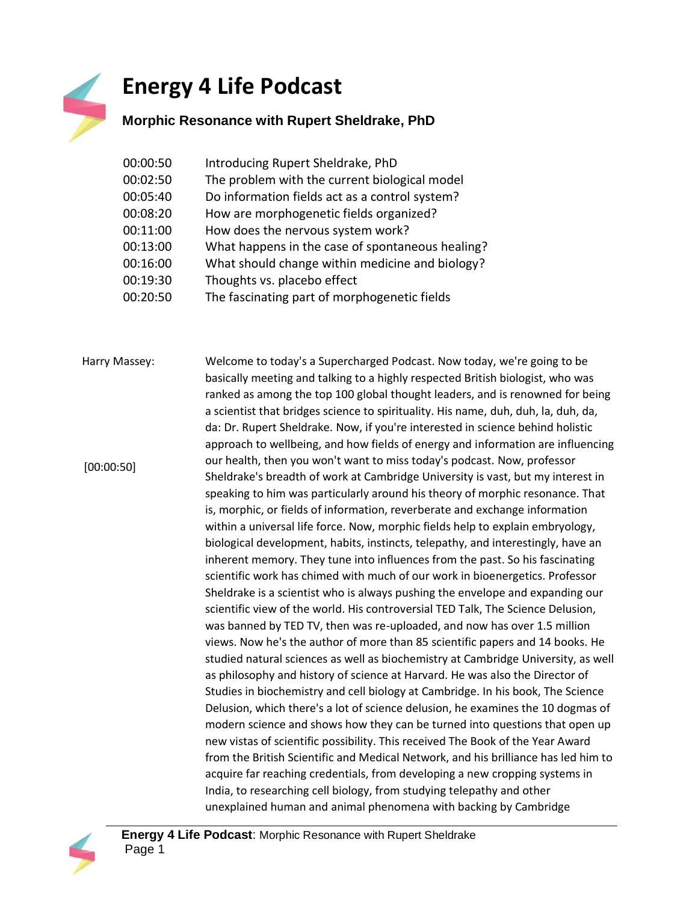# Energy 4 Life Podcast

## Morphic Resonance with Rupert Sheldrake, PhD

| | |
|---|---|
| 00:00:50 | Introducing Rupert Sheldrake, PhD |
| 00:02:50 | The problem with the current biological model |
| 00:05:40 | Do information fields act as a control system? |
| 00:08:20 | How are morphogenetic fields organized? |
| 00:11:00 | How does the nervous system work? |
| 00:13:00 | What happens in the case of spontaneous healing? |
| 00:16:00 | What should change within medicine and biology? |
| 00:19:30 | Thoughts vs. placebo effect |
| 00:20:50 | The fascinating part of morphogenetic fields |

Harry Massey: Welcome to today's a Supercharged Podcast. Now today, we're going to be basically meeting and talking to a highly respected British biologist, who was ranked as among the top 100 global thought leaders, and is renowned for being a scientist that bridges science to spirituality. His name, duh, duh, la, duh, da, da: Dr. Rupert Sheldrake. Now, if you're interested in science behind holistic approach to wellbeing, and how fields of energy and information are influencing our health, then you won't want to miss today's podcast. Now, professor Sheldrake's breadth of work at Cambridge University is vast, but my interest in speaking to him was particularly around his theory of morphic resonance. That is, morphic, or fields of information, reverberate and exchange information within a universal life force. Now, morphic fields help to explain embryology, biological development, habits, instincts, telepathy, and interestingly, have an inherent memory. They tune into influences from the past. So his fascinating scientific work has chimed with much of our work in bioenergetics. Professor Sheldrake is a scientist who is always pushing the envelope and expanding our scientific view of the world. His controversial TED Talk, The Science Delusion, was banned by TED TV, then was re-uploaded, and now has over 1.5 million views. Now he's the author of more than 85 scientific papers and 14 books. He studied natural sciences as well as biochemistry at Cambridge University, as well as philosophy and history of science at Harvard. He was also the Director of Studies in biochemistry and cell biology at Cambridge. In his book, The Science Delusion, which there's a lot of science delusion, he examines the 10 dogmas of modern science and shows how they can be turned into questions that open up new vistas of scientific possibility. This received The Book of the Year Award from the British Scientific and Medical Network, and his brilliance has led him to acquire far reaching credentials, from developing a new cropping systems in India, to researching cell biology, from studying telepathy and other unexplained human and animal phenomena with backing by Cambridge

[00:00:50]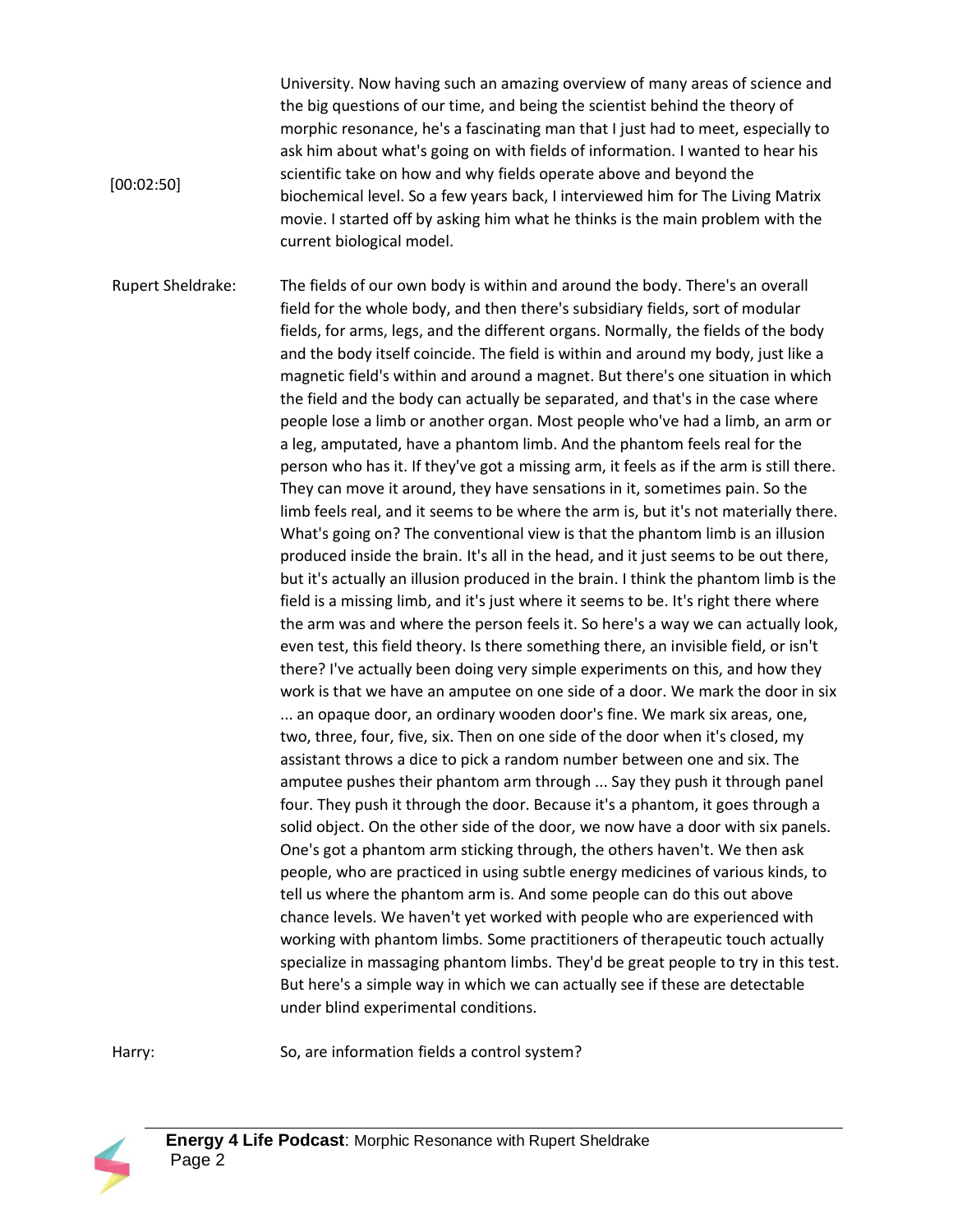[00:02:50] University. Now having such an amazing overview of many areas of science and the big questions of our time, and being the scientist behind the theory of morphic resonance, he's a fascinating man that I just had to meet, especially to ask him about what's going on with fields of information. I wanted to hear his scientific take on how and why fields operate above and beyond the biochemical level. So a few years back, I interviewed him for The Living Matrix movie. I started off by asking him what he thinks is the main problem with the current biological model.

**Rupert Sheldrake:** The fields of our own body is within and around the body. There's an overall field for the whole body, and then there's subsidiary fields, sort of modular fields, for arms, legs, and the different organs. Normally, the fields of the body and the body itself coincide. The field is within and around my body, just like a magnetic field's within and around a magnet. But there's one situation in which the field and the body can actually be separated, and that's in the case where people lose a limb or another organ. Most people who've had a limb, an arm or a leg, amputated, have a phantom limb. And the phantom feels real for the person who has it. If they've got a missing arm, it feels as if the arm is still there. They can move it around, they have sensations in it, sometimes pain. So the limb feels real, and it seems to be where the arm is, but it's not materially there. What's going on? The conventional view is that the phantom limb is an illusion produced inside the brain. It's all in the head, and it just seems to be out there, but it's actually an illusion produced in the brain. I think the phantom limb is the field is a missing limb, and it's just where it seems to be. It's right there where the arm was and where the person feels it. So here's a way we can actually look, even test, this field theory. Is there something there, an invisible field, or isn't there? I've actually been doing very simple experiments on this, and how they work is that we have an amputee on one side of a door. We mark the door in six ... an opaque door, an ordinary wooden door's fine. We mark six areas, one, two, three, four, five, six. Then on one side of the door when it's closed, my assistant throws a dice to pick a random number between one and six. The amputee pushes their phantom arm through ... Say they push it through panel four. They push it through the door. Because it's a phantom, it goes through a solid object. On the other side of the door, we now have a door with six panels. One's got a phantom arm sticking through, the others haven't. We then ask people, who are practiced in using subtle energy medicines of various kinds, to tell us where the phantom arm is. And some people can do this out above chance levels. We haven't yet worked with people who are experienced with working with phantom limbs. Some practitioners of therapeutic touch actually specialize in massaging phantom limbs. They'd be great people to try in this test. But here's a simple way in which we can actually see if these are detectable under blind experimental conditions.

**Harry:** So, are information fields a control system?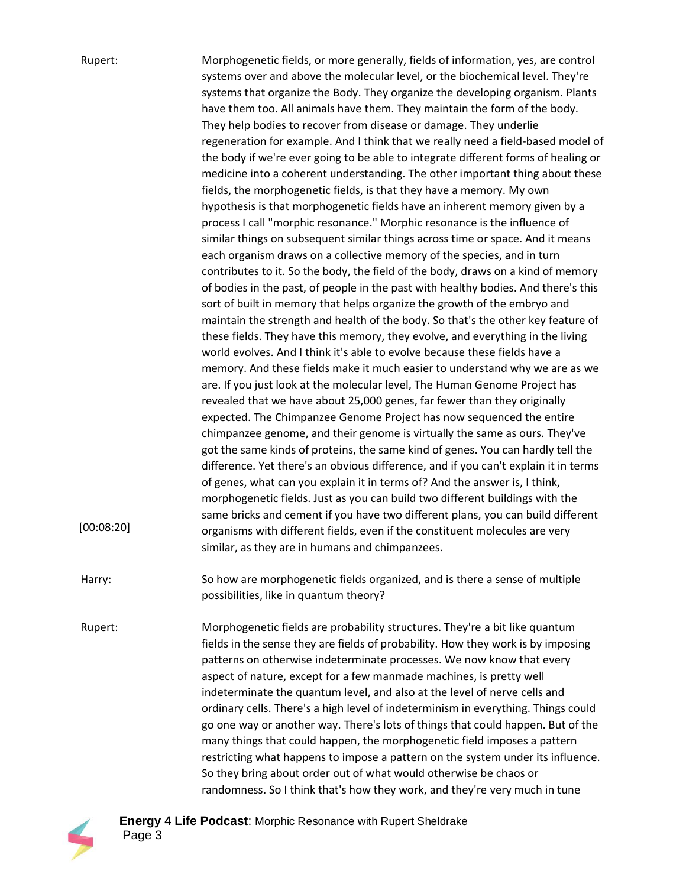Rupert: Morphogenetic fields, or more generally, fields of information, yes, are control systems over and above the molecular level, or the biochemical level. They're systems that organize the Body. They organize the developing organism. Plants have them too. All animals have them. They maintain the form of the body. They help bodies to recover from disease or damage. They underlie regeneration for example. And I think that we really need a field-based model of the body if we're ever going to be able to integrate different forms of healing or medicine into a coherent understanding. The other important thing about these fields, the morphogenetic fields, is that they have a memory. My own hypothesis is that morphogenetic fields have an inherent memory given by a process I call "morphic resonance." Morphic resonance is the influence of similar things on subsequent similar things across time or space. And it means each organism draws on a collective memory of the species, and in turn contributes to it. So the body, the field of the body, draws on a kind of memory of bodies in the past, of people in the past with healthy bodies. And there's this sort of built in memory that helps organize the growth of the embryo and maintain the strength and health of the body. So that's the other key feature of these fields. They have this memory, they evolve, and everything in the living world evolves. And I think it's able to evolve because these fields have a memory. And these fields make it much easier to understand why we are as we are. If you just look at the molecular level, The Human Genome Project has revealed that we have about 25,000 genes, far fewer than they originally expected. The Chimpanzee Genome Project has now sequenced the entire chimpanzee genome, and their genome is virtually the same as ours. They've got the same kinds of proteins, the same kind of genes. You can hardly tell the difference. Yet there's an obvious difference, and if you can't explain it in terms of genes, what can you explain it in terms of? And the answer is, I think, morphogenetic fields. Just as you can build two different buildings with the same bricks and cement if you have two different plans, you can build different organisms with different fields, even if the constituent molecules are very similar, as they are in humans and chimpanzees.

[00:08:20]

Harry: So how are morphogenetic fields organized, and is there a sense of multiple possibilities, like in quantum theory?

Rupert: Morphogenetic fields are probability structures. They're a bit like quantum fields in the sense they are fields of probability. How they work is by imposing patterns on otherwise indeterminate processes. We now know that every aspect of nature, except for a few manmade machines, is pretty well indeterminate the quantum level, and also at the level of nerve cells and ordinary cells. There's a high level of indeterminism in everything. Things could go one way or another way. There's lots of things that could happen. But of the many things that could happen, the morphogenetic field imposes a pattern restricting what happens to impose a pattern on the system under its influence. So they bring about order out of what would otherwise be chaos or randomness. So I think that's how they work, and they're very much in tune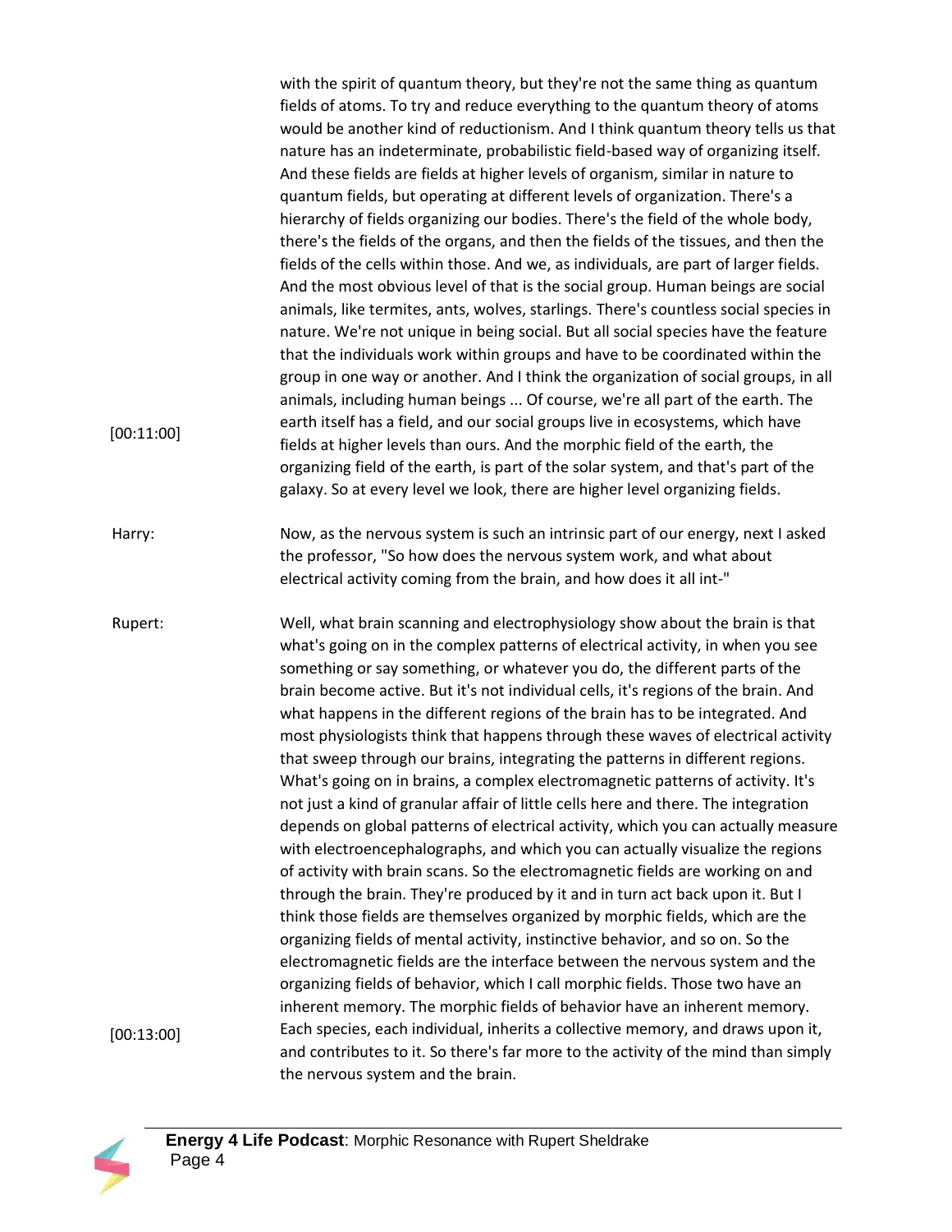with the spirit of quantum theory, but they're not the same thing as quantum fields of atoms. To try and reduce everything to the quantum theory of atoms would be another kind of reductionism. And I think quantum theory tells us that nature has an indeterminate, probabilistic field-based way of organizing itself. And these fields are fields at higher levels of organism, similar in nature to quantum fields, but operating at different levels of organization. There's a hierarchy of fields organizing our bodies. There's the field of the whole body, there's the fields of the organs, and then the fields of the tissues, and then the fields of the cells within those. And we, as individuals, are part of larger fields. And the most obvious level of that is the social group. Human beings are social animals, like termites, ants, wolves, starlings. There's countless social species in nature. We're not unique in being social. But all social species have the feature that the individuals work within groups and have to be coordinated within the group in one way or another. And I think the organization of social groups, in all animals, including human beings ... Of course, we're all part of the earth. The earth itself has a field, and our social groups live in ecosystems, which have fields at higher levels than ours. And the morphic field of the earth, the organizing field of the earth, is part of the solar system, and that's part of the galaxy. So at every level we look, there are higher level organizing fields.

[00:11:00]

**Harry:** Now, as the nervous system is such an intrinsic part of our energy, next I asked the professor, "So how does the nervous system work, and what about electrical activity coming from the brain, and how does it all int-"

**Rupert:** Well, what brain scanning and electrophysiology show about the brain is that what's going on in the complex patterns of electrical activity, in when you see something or say something, or whatever you do, the different parts of the brain become active. But it's not individual cells, it's regions of the brain. And what happens in the different regions of the brain has to be integrated. And most physiologists think that happens through these waves of electrical activity that sweep through our brains, integrating the patterns in different regions. What's going on in brains, a complex electromagnetic patterns of activity. It's not just a kind of granular affair of little cells here and there. The integration depends on global patterns of electrical activity, which you can actually measure with electroencephalographs, and which you can actually visualize the regions of activity with brain scans. So the electromagnetic fields are working on and through the brain. They're produced by it and in turn act back upon it. But I think those fields are themselves organized by morphic fields, which are the organizing fields of mental activity, instinctive behavior, and so on. So the electromagnetic fields are the interface between the nervous system and the organizing fields of behavior, which I call morphic fields. Those two have an inherent memory. The morphic fields of behavior have an inherent memory. Each species, each individual, inherits a collective memory, and draws upon it, and contributes to it. So there's far more to the activity of the mind than simply the nervous system and the brain.

[00:13:00]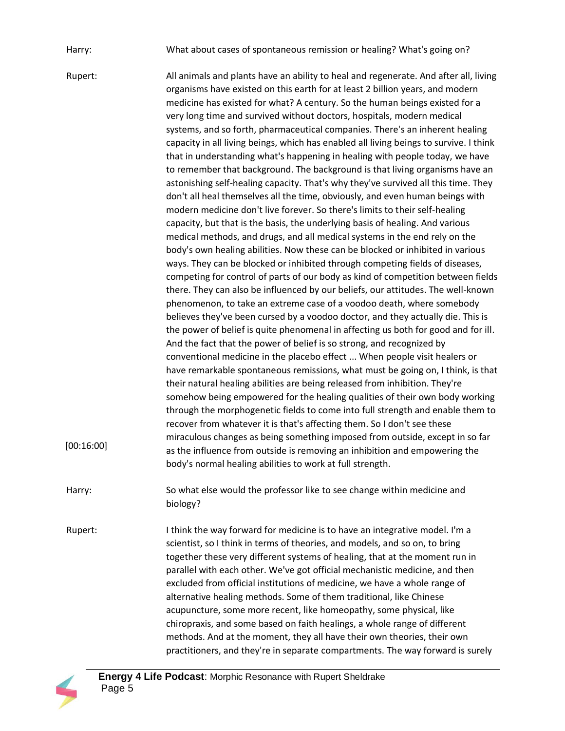Harry: What about cases of spontaneous remission or healing? What's going on?

Rupert: All animals and plants have an ability to heal and regenerate. And after all, living organisms have existed on this earth for at least 2 billion years, and modern medicine has existed for what? A century. So the human beings existed for a very long time and survived without doctors, hospitals, modern medical systems, and so forth, pharmaceutical companies. There's an inherent healing capacity in all living beings, which has enabled all living beings to survive. I think that in understanding what's happening in healing with people today, we have to remember that background. The background is that living organisms have an astonishing self-healing capacity. That's why they've survived all this time. They don't all heal themselves all the time, obviously, and even human beings with modern medicine don't live forever. So there's limits to their self-healing capacity, but that is the basis, the underlying basis of healing. And various medical methods, and drugs, and all medical systems in the end rely on the body's own healing abilities. Now these can be blocked or inhibited in various ways. They can be blocked or inhibited through competing fields of diseases, competing for control of parts of our body as kind of competition between fields there. They can also be influenced by our beliefs, our attitudes. The well-known phenomenon, to take an extreme case of a voodoo death, where somebody believes they've been cursed by a voodoo doctor, and they actually die. This is the power of belief is quite phenomenal in affecting us both for good and for ill. And the fact that the power of belief is so strong, and recognized by conventional medicine in the placebo effect ... When people visit healers or have remarkable spontaneous remissions, what must be going on, I think, is that their natural healing abilities are being released from inhibition. They're somehow being empowered for the healing qualities of their own body working through the morphogenetic fields to come into full strength and enable them to recover from whatever it is that's affecting them. So I don't see these miraculous changes as being something imposed from outside, except in so far as the influence from outside is removing an inhibition and empowering the body's normal healing abilities to work at full strength.

[00:16:00]

Harry: So what else would the professor like to see change within medicine and biology?

Rupert: I think the way forward for medicine is to have an integrative model. I'm a scientist, so I think in terms of theories, and models, and so on, to bring together these very different systems of healing, that at the moment run in parallel with each other. We've got official mechanistic medicine, and then excluded from official institutions of medicine, we have a whole range of alternative healing methods. Some of them traditional, like Chinese acupuncture, some more recent, like homeopathy, some physical, like chiropraxis, and some based on faith healings, a whole range of different methods. And at the moment, they all have their own theories, their own practitioners, and they're in separate compartments. The way forward is surely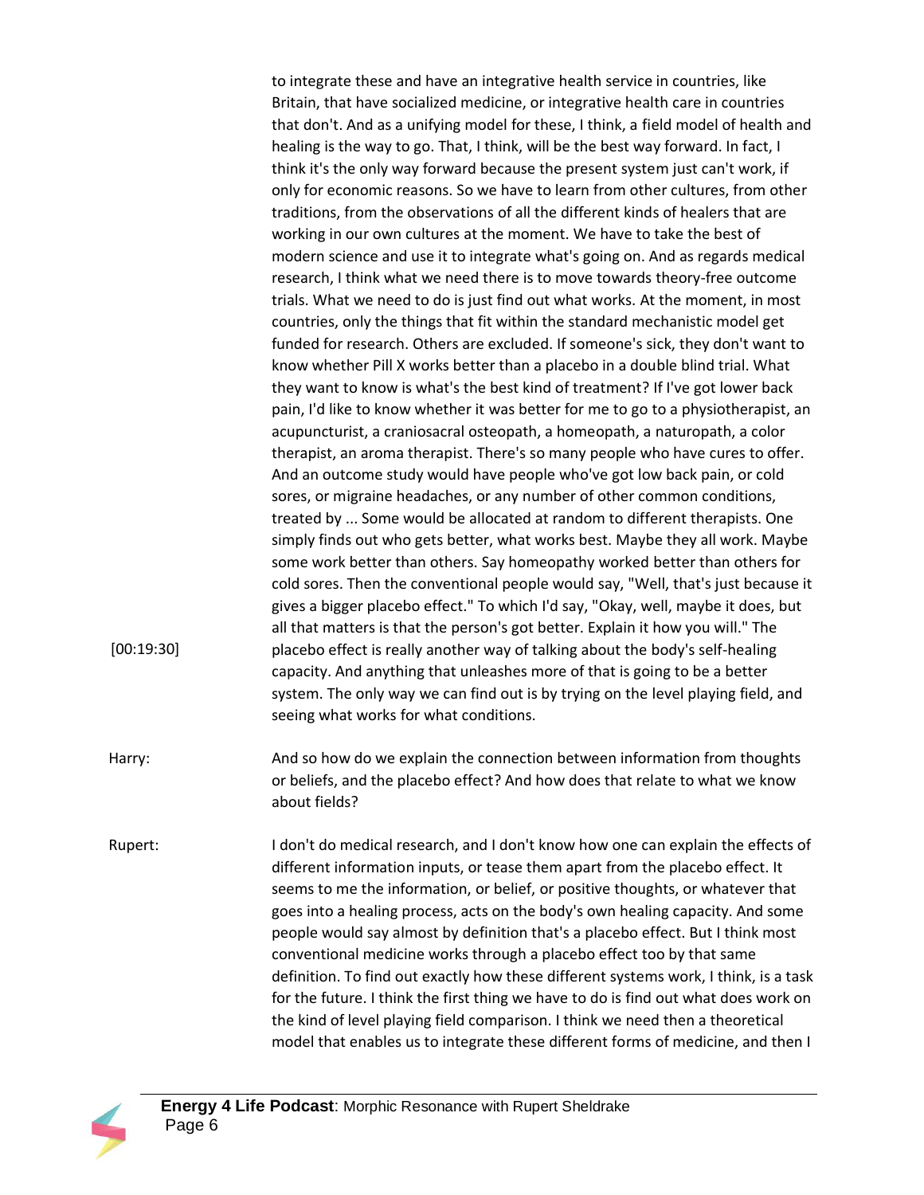to integrate these and have an integrative health service in countries, like Britain, that have socialized medicine, or integrative health care in countries that don't. And as a unifying model for these, I think, a field model of health and healing is the way to go. That, I think, will be the best way forward. In fact, I think it's the only way forward because the present system just can't work, if only for economic reasons. So we have to learn from other cultures, from other traditions, from the observations of all the different kinds of healers that are working in our own cultures at the moment. We have to take the best of modern science and use it to integrate what's going on. And as regards medical research, I think what we need there is to move towards theory-free outcome trials. What we need to do is just find out what works. At the moment, in most countries, only the things that fit within the standard mechanistic model get funded for research. Others are excluded. If someone's sick, they don't want to know whether Pill X works better than a placebo in a double blind trial. What they want to know is what's the best kind of treatment? If I've got lower back pain, I'd like to know whether it was better for me to go to a physiotherapist, an acupuncturist, a craniosacral osteopath, a homeopath, a naturopath, a color therapist, an aroma therapist. There's so many people who have cures to offer. And an outcome study would have people who've got low back pain, or cold sores, or migraine headaches, or any number of other common conditions, treated by ... Some would be allocated at random to different therapists. One simply finds out who gets better, what works best. Maybe they all work. Maybe some work better than others. Say homeopathy worked better than others for cold sores. Then the conventional people would say, "Well, that's just because it gives a bigger placebo effect." To which I'd say, "Okay, well, maybe it does, but all that matters is that the person's got better. Explain it how you will." The placebo effect is really another way of talking about the body's self-healing capacity. And anything that unleashes more of that is going to be a better system. The only way we can find out is by trying on the level playing field, and seeing what works for what conditions.

[00:19:30]

Harry: And so how do we explain the connection between information from thoughts or beliefs, and the placebo effect? And how does that relate to what we know about fields?

Rupert: I don't do medical research, and I don't know how one can explain the effects of different information inputs, or tease them apart from the placebo effect. It seems to me the information, or belief, or positive thoughts, or whatever that goes into a healing process, acts on the body's own healing capacity. And some people would say almost by definition that's a placebo effect. But I think most conventional medicine works through a placebo effect too by that same definition. To find out exactly how these different systems work, I think, is a task for the future. I think the first thing we have to do is find out what does work on the kind of level playing field comparison. I think we need then a theoretical model that enables us to integrate these different forms of medicine, and then I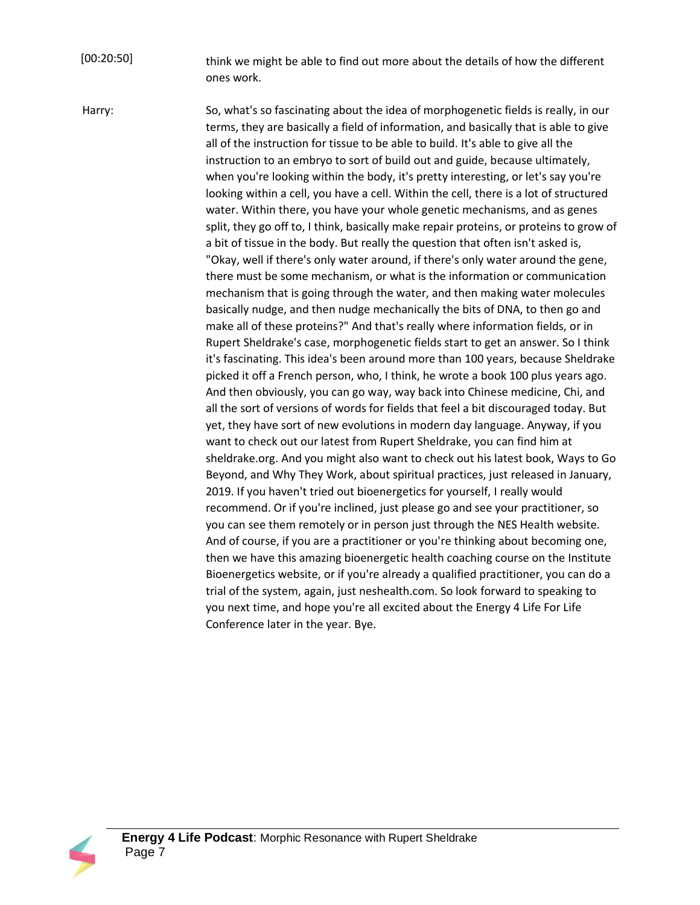[00:20:50] think we might be able to find out more about the details of how the different ones work.

Harry: So, what's so fascinating about the idea of morphogenetic fields is really, in our terms, they are basically a field of information, and basically that is able to give all of the instruction for tissue to be able to build. It's able to give all the instruction to an embryo to sort of build out and guide, because ultimately, when you're looking within the body, it's pretty interesting, or let's say you're looking within a cell, you have a cell. Within the cell, there is a lot of structured water. Within there, you have your whole genetic mechanisms, and as genes split, they go off to, I think, basically make repair proteins, or proteins to grow of a bit of tissue in the body. But really the question that often isn't asked is, "Okay, well if there's only water around, if there's only water around the gene, there must be some mechanism, or what is the information or communication mechanism that is going through the water, and then making water molecules basically nudge, and then nudge mechanically the bits of DNA, to then go and make all of these proteins?" And that's really where information fields, or in Rupert Sheldrake's case, morphogenetic fields start to get an answer. So I think it's fascinating. This idea's been around more than 100 years, because Sheldrake picked it off a French person, who, I think, he wrote a book 100 plus years ago. And then obviously, you can go way, way back into Chinese medicine, Chi, and all the sort of versions of words for fields that feel a bit discouraged today. But yet, they have sort of new evolutions in modern day language. Anyway, if you want to check out our latest from Rupert Sheldrake, you can find him at sheldrake.org. And you might also want to check out his latest book, Ways to Go Beyond, and Why They Work, about spiritual practices, just released in January, 2019. If you haven't tried out bioenergetics for yourself, I really would recommend. Or if you're inclined, just please go and see your practitioner, so you can see them remotely or in person just through the NES Health website. And of course, if you are a practitioner or you're thinking about becoming one, then we have this amazing bioenergetic health coaching course on the Institute Bioenergetics website, or if you're already a qualified practitioner, you can do a trial of the system, again, just neshealth.com. So look forward to speaking to you next time, and hope you're all excited about the Energy 4 Life For Life Conference later in the year. Bye.